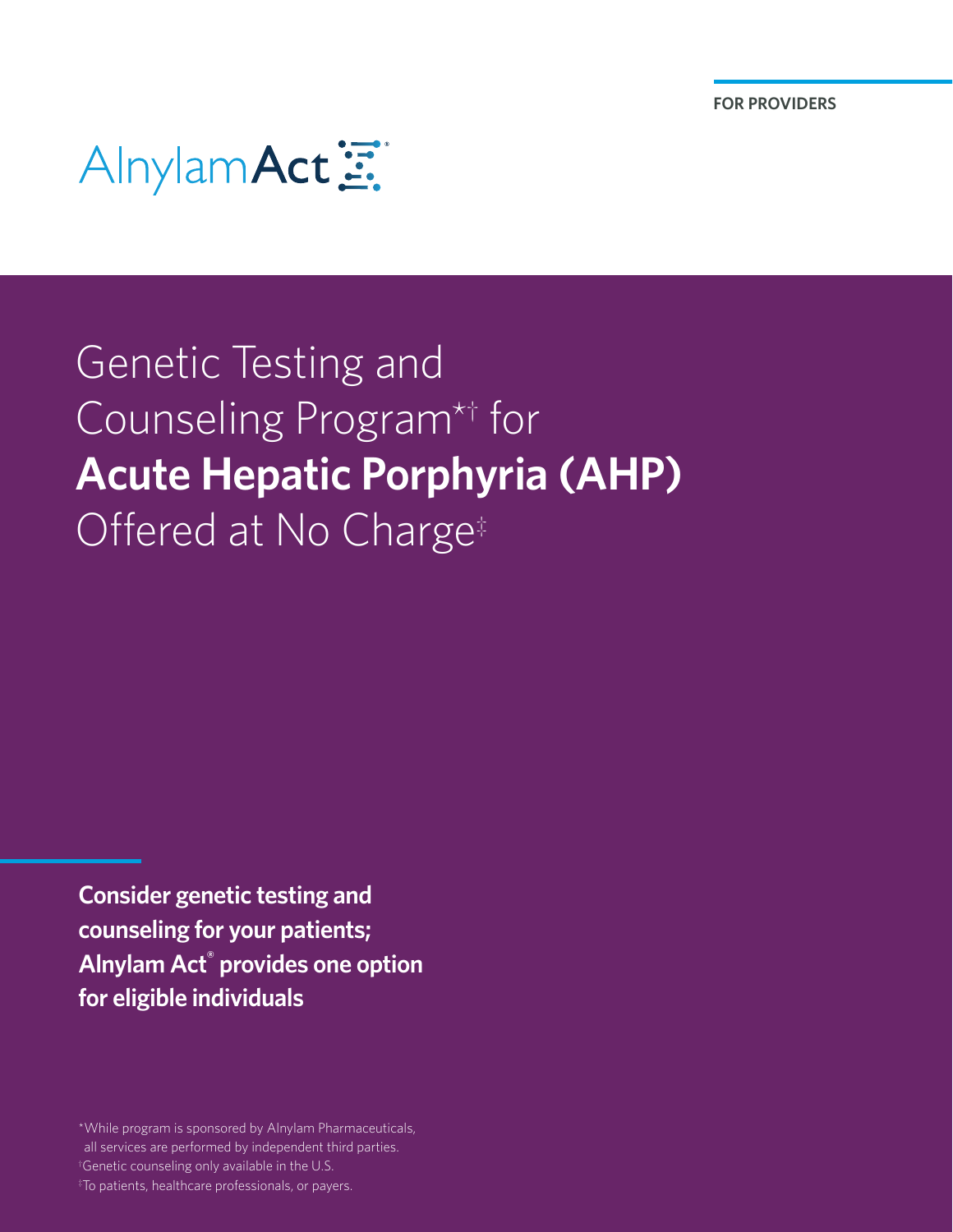FOR PROVIDERS

AlnylamAct®

# Genetic Testing and Counseling Program*† for **Acute Hepatic Porphyria (AHP)** Offered at No Charge‡

**Consider genetic testing and counseling for your patients; Alnylam Act® provides one option for eligible individuals**

*While program is sponsored by Alnylam Pharmaceuticals, all services are performed by independent third parties.

†Genetic counseling only available in the U.S.

‡To patients, healthcare professionals, or payers.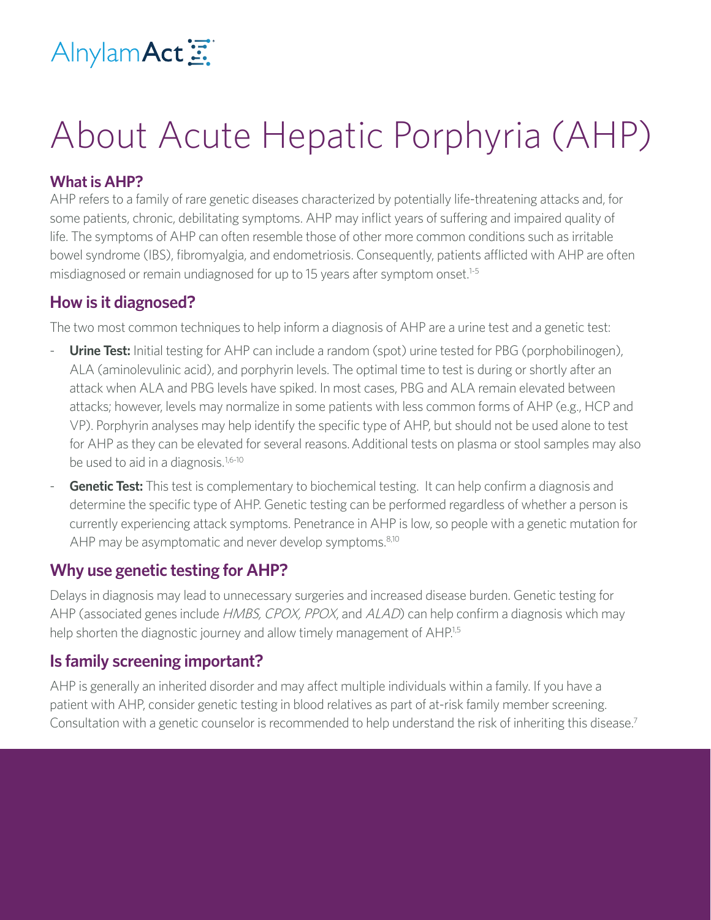AlnylamAct

# About Acute Hepatic Porphyria (AHP)

### What is AHP?

AHP refers to a family of rare genetic diseases characterized by potentially life-threatening attacks and, for some patients, chronic, debilitating symptoms. AHP may inflict years of suffering and impaired quality of life. The symptoms of AHP can often resemble those of other more common conditions such as irritable bowel syndrome (IBS), fibromyalgia, and endometriosis. Consequently, patients afflicted with AHP are often misdiagnosed or remain undiagnosed for up to 15 years after symptom onset.[1-5]

## How is it diagnosed?

The two most common techniques to help inform a diagnosis of AHP are a urine test and a genetic test:

- **Urine Test:** Initial testing for AHP can include a random (spot) urine tested for PBG (porphobilinogen), ALA (aminolevulinic acid), and porphyrin levels. The optimal time to test is during or shortly after an attack when ALA and PBG levels have spiked. In most cases, PBG and ALA remain elevated between attacks; however, levels may normalize in some patients with less common forms of AHP (e.g., HCP and VP). Porphyrin analyses may help identify the specific type of AHP, but should not be used alone to test for AHP as they can be elevated for several reasons. Additional tests on plasma or stool samples may also be used to aid in a diagnosis.[1,6-10]
- **Genetic Test:** This test is complementary to biochemical testing. It can help confirm a diagnosis and determine the specific type of AHP. Genetic testing can be performed regardless of whether a person is currently experiencing attack symptoms. Penetrance in AHP is low, so people with a genetic mutation for AHP may be asymptomatic and never develop symptoms.[8,10]

## Why use genetic testing for AHP?

Delays in diagnosis may lead to unnecessary surgeries and increased disease burden. Genetic testing for AHP (associated genes include *HMBS, CPOX, PPOX*, and *ALAD*) can help confirm a diagnosis which may help shorten the diagnostic journey and allow timely management of AHP.[1,5]

## Is family screening important?

AHP is generally an inherited disorder and may affect multiple individuals within a family. If you have a patient with AHP, consider genetic testing in blood relatives as part of at-risk family member screening. Consultation with a genetic counselor is recommended to help understand the risk of inheriting this disease.[7]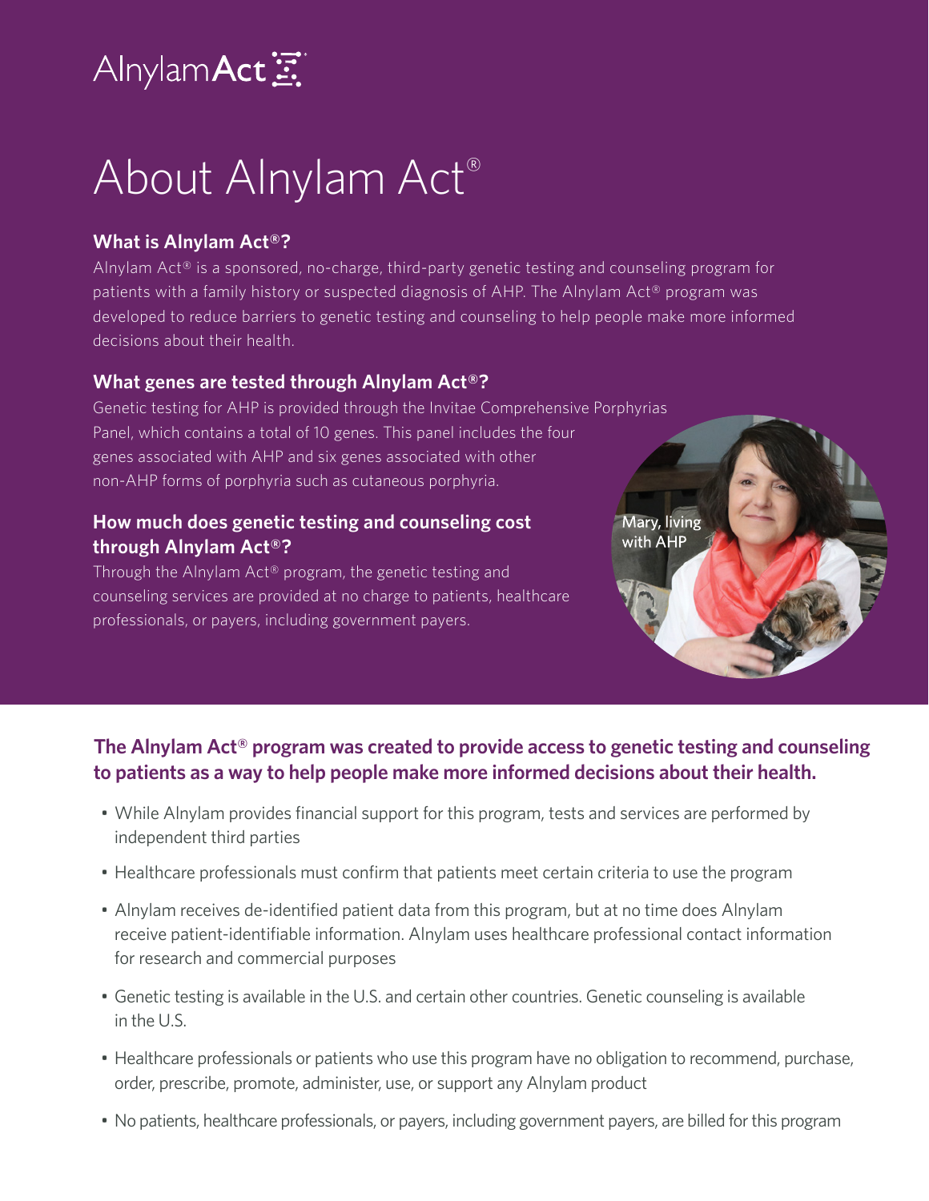AlnylamAct

# About Alnylam Act®

### What is Alnylam Act®?

Alnylam Act® is a sponsored, no-charge, third-party genetic testing and counseling program for patients with a family history or suspected diagnosis of AHP. The Alnylam Act® program was developed to reduce barriers to genetic testing and counseling to help people make more informed decisions about their health.

### What genes are tested through Alnylam Act®?

Genetic testing for AHP is provided through the Invitae Comprehensive Porphyrias Panel, which contains a total of 10 genes. This panel includes the four genes associated with AHP and six genes associated with other non-AHP forms of porphyria such as cutaneous porphyria.

### How much does genetic testing and counseling cost through Alnylam Act®?

Through the Alnylam Act® program, the genetic testing and counseling services are provided at no charge to patients, healthcare professionals, or payers, including government payers.

Mary, living with AHP

## The Alnylam Act® program was created to provide access to genetic testing and counseling to patients as a way to help people make more informed decisions about their health.

- While Alnylam provides financial support for this program, tests and services are performed by independent third parties
- Healthcare professionals must confirm that patients meet certain criteria to use the program
- Alnylam receives de-identified patient data from this program, but at no time does Alnylam receive patient-identifiable information. Alnylam uses healthcare professional contact information for research and commercial purposes
- Genetic testing is available in the U.S. and certain other countries. Genetic counseling is available in the U.S.
- Healthcare professionals or patients who use this program have no obligation to recommend, purchase, order, prescribe, promote, administer, use, or support any Alnylam product
- No patients, healthcare professionals, or payers, including government payers, are billed for this program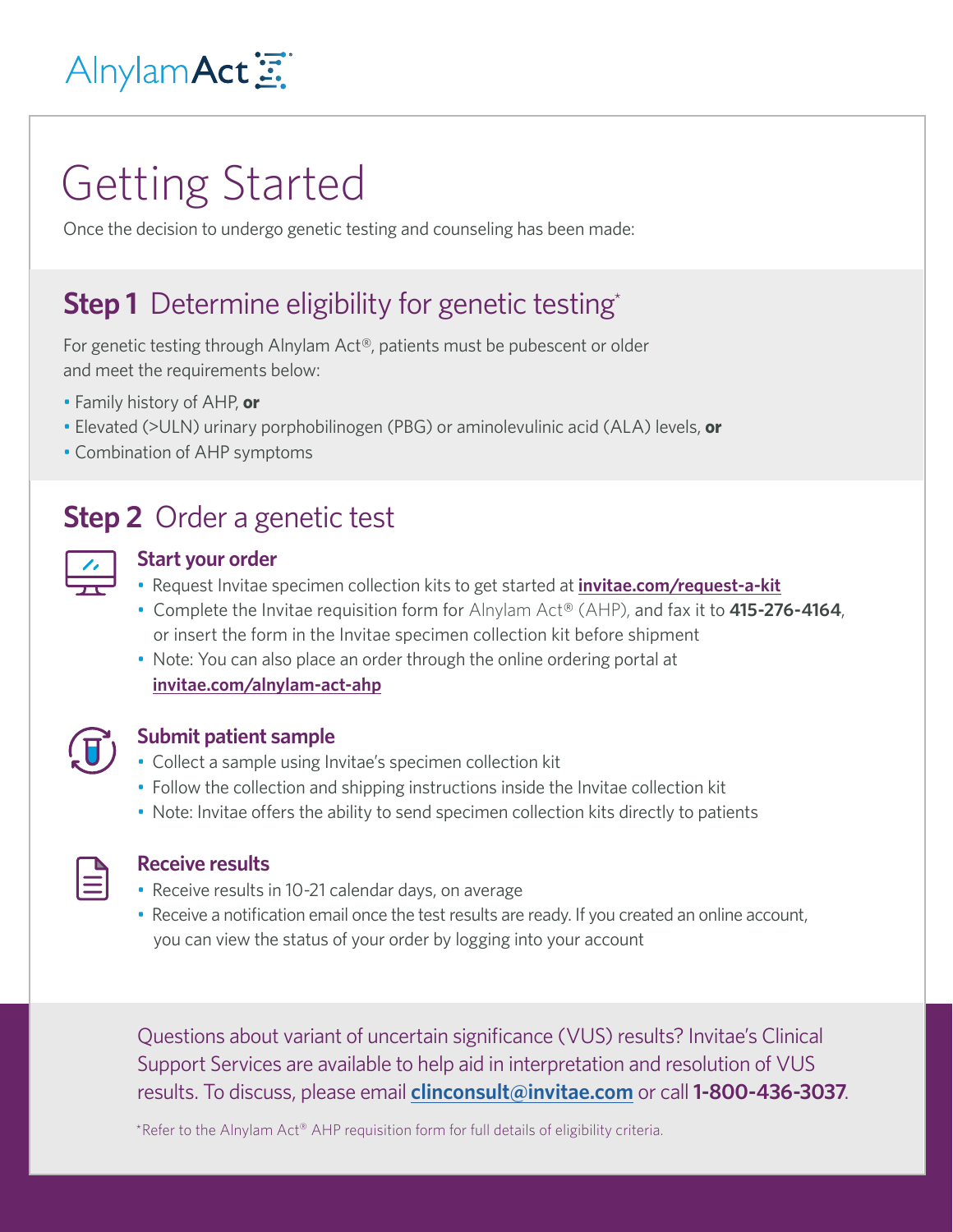AlnylamAct

# Getting Started

Once the decision to undergo genetic testing and counseling has been made:

## **Step 1** Determine eligibility for genetic testing*

For genetic testing through Alnylam Act®, patients must be pubescent or older and meet the requirements below:

- Family history of AHP, **or**
- Elevated (>ULN) urinary porphobilinogen (PBG) or aminolevulinic acid (ALA) levels, **or**
- Combination of AHP symptoms

## **Step 2** Order a genetic test

### Start your order

- Request Invitae specimen collection kits to get started at **invitae.com/request-a-kit**
- Complete the Invitae requisition form for Alnylam Act® (AHP), and fax it to **415-276-4164**, or insert the form in the Invitae specimen collection kit before shipment
- Note: You can also place an order through the online ordering portal at **invitae.com/alnylam-act-ahp**

### Submit patient sample

- Collect a sample using Invitae's specimen collection kit
- Follow the collection and shipping instructions inside the Invitae collection kit
- Note: Invitae offers the ability to send specimen collection kits directly to patients

### Receive results

- Receive results in 10-21 calendar days, on average
- Receive a notification email once the test results are ready. If you created an online account, you can view the status of your order by logging into your account

Questions about variant of uncertain significance (VUS) results? Invitae's Clinical Support Services are available to help aid in interpretation and resolution of VUS results. To discuss, please email **clinconsult@invitae.com** or call **1-800-436-3037**.

*Refer to the Alnylam Act® AHP requisition form for full details of eligibility criteria.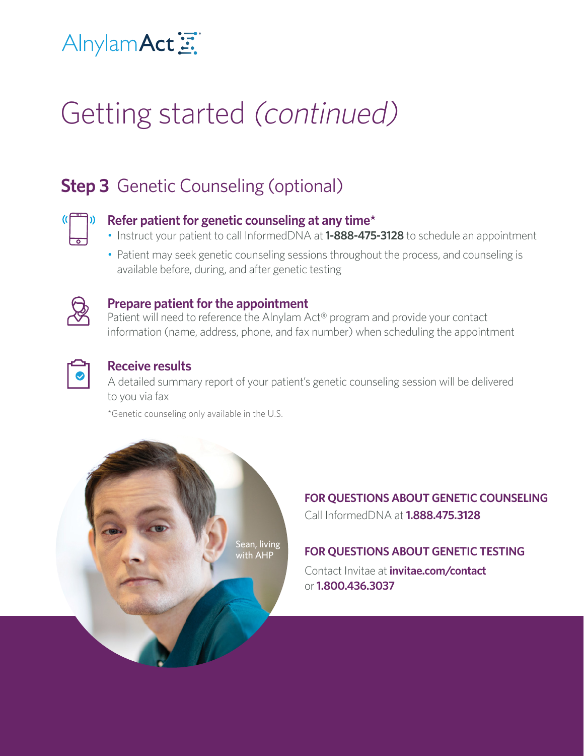AlnylamAct

# Getting started *(continued)*

## **Step 3** Genetic Counseling (optional)

### Refer patient for genetic counseling at any time*

- Instruct your patient to call InformedDNA at **1-888-475-3128** to schedule an appointment
- Patient may seek genetic counseling sessions throughout the process, and counseling is available before, during, and after genetic testing

### Prepare patient for the appointment

Patient will need to reference the Alnylam Act® program and provide your contact information (name, address, phone, and fax number) when scheduling the appointment

### Receive results

A detailed summary report of your patient's genetic counseling session will be delivered to you via fax

*Genetic counseling only available in the U.S.

Sean, living with AHP

**FOR QUESTIONS ABOUT GENETIC COUNSELING**

Call InformedDNA at **1.888.475.3128**

**FOR QUESTIONS ABOUT GENETIC TESTING**

Contact Invitae at **invitae.com/contact** or **1.800.436.3037**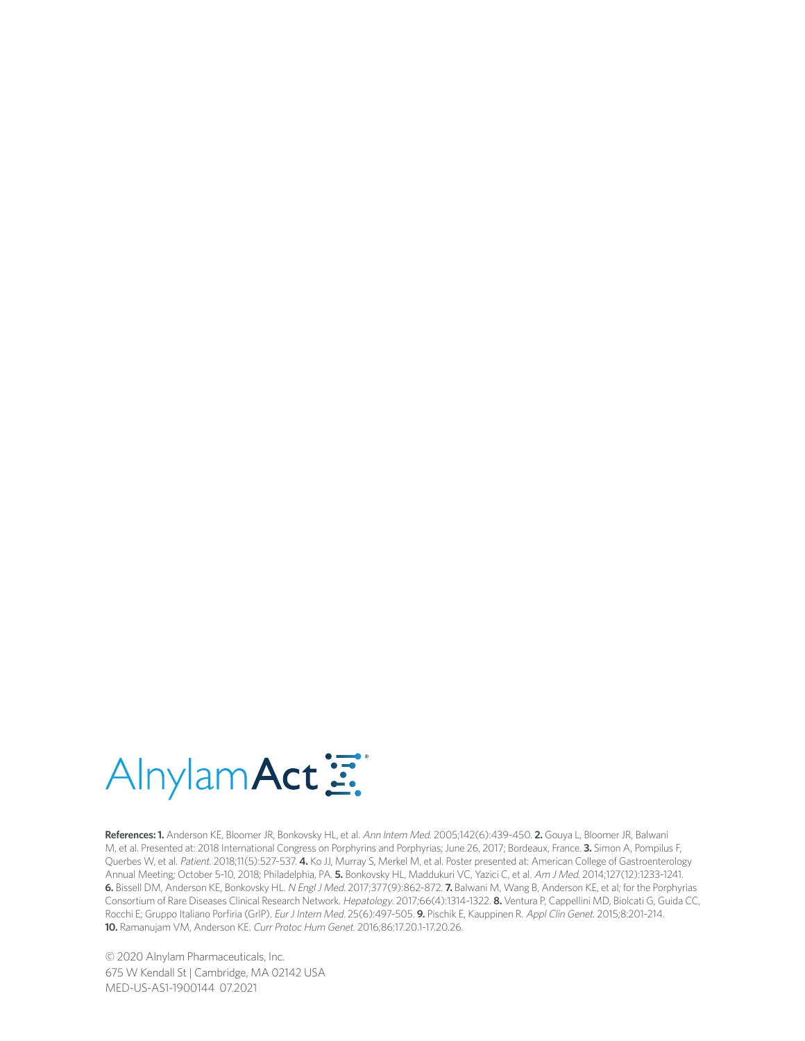AlnylamAct®

**References: 1.** Anderson KE, Bloomer JR, Bonkovsky HL, et al. *Ann Intern Med.* 2005;142(6):439-450. **2.** Gouya L, Bloomer JR, Balwani M, et al. Presented at: 2018 International Congress on Porphyrins and Porphyrias; June 26, 2017; Bordeaux, France. **3.** Simon A, Pompilus F, Querbes W, et al. *Patient.* 2018;11(5):527-537. **4.** Ko JJ, Murray S, Merkel M, et al. Poster presented at: American College of Gastroenterology Annual Meeting; October 5-10, 2018; Philadelphia, PA. **5.** Bonkovsky HL, Maddukuri VC, Yazici C, et al. *Am J Med.* 2014;127(12):1233-1241. **6.** Bissell DM, Anderson KE, Bonkovsky HL. *N Engl J Med.* 2017;377(9):862-872. **7.** Balwani M, Wang B, Anderson KE, et al; for the Porphyrias Consortium of Rare Diseases Clinical Research Network. *Hepatology.* 2017;66(4):1314-1322. **8.** Ventura P, Cappellini MD, Biolcati G, Guida CC, Rocchi E; Gruppo Italiano Porfiria (GrIP). *Eur J Intern Med.* 25(6):497-505. **9.** Pischik E, Kauppinen R. *Appl Clin Genet.* 2015;8:201-214. **10.** Ramanujam VM, Anderson KE. *Curr Protoc Hum Genet.* 2016;86:17.20.1-17.20.26.

© 2020 Alnylam Pharmaceuticals, Inc.
675 W Kendall St | Cambridge, MA 02142 USA
MED-US-AS1-1900144 07.2021